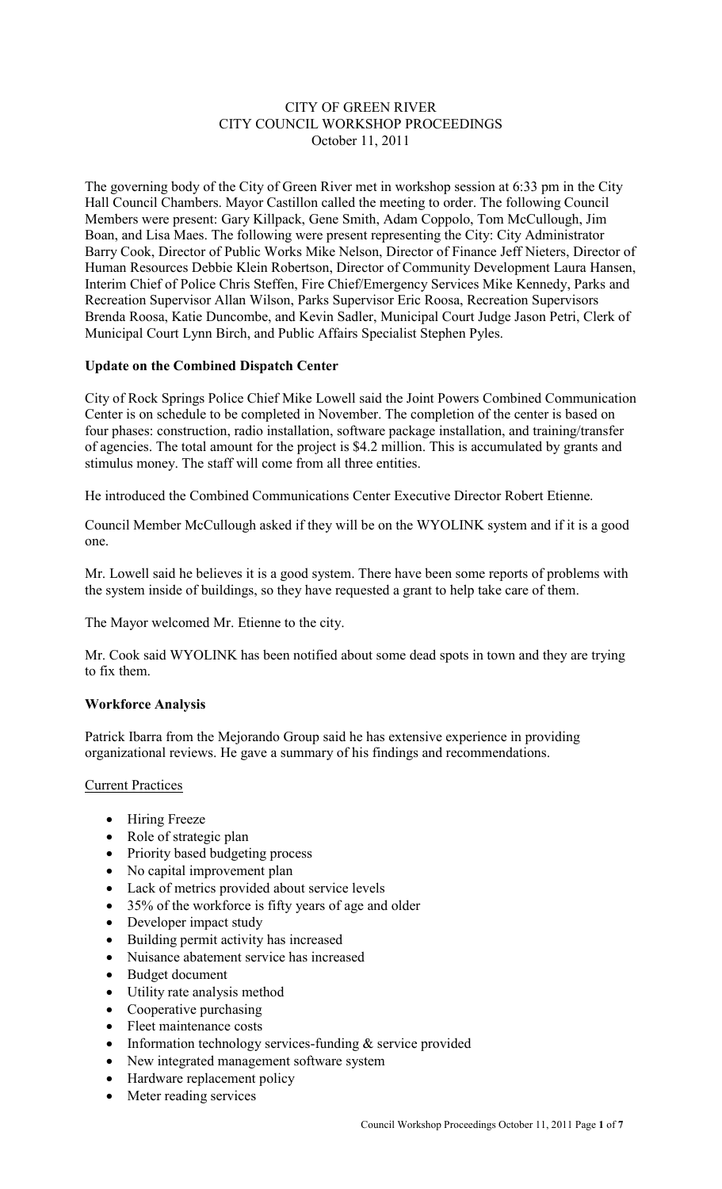CITY OF GREEN RIVER
CITY COUNCIL WORKSHOP PROCEEDINGS
October 11, 2011

The governing body of the City of Green River met in workshop session at 6:33 pm in the City Hall Council Chambers. Mayor Castillon called the meeting to order. The following Council Members were present: Gary Killpack, Gene Smith, Adam Coppolo, Tom McCullough, Jim Boan, and Lisa Maes. The following were present representing the City: City Administrator Barry Cook, Director of Public Works Mike Nelson, Director of Finance Jeff Nieters, Director of Human Resources Debbie Klein Robertson, Director of Community Development Laura Hansen, Interim Chief of Police Chris Steffen, Fire Chief/Emergency Services Mike Kennedy, Parks and Recreation Supervisor Allan Wilson, Parks Supervisor Eric Roosa, Recreation Supervisors Brenda Roosa, Katie Duncombe, and Kevin Sadler, Municipal Court Judge Jason Petri, Clerk of Municipal Court Lynn Birch, and Public Affairs Specialist Stephen Pyles.

**Update on the Combined Dispatch Center**

City of Rock Springs Police Chief Mike Lowell said the Joint Powers Combined Communication Center is on schedule to be completed in November. The completion of the center is based on four phases: construction, radio installation, software package installation, and training/transfer of agencies. The total amount for the project is $4.2 million. This is accumulated by grants and stimulus money. The staff will come from all three entities.

He introduced the Combined Communications Center Executive Director Robert Etienne.

Council Member McCullough asked if they will be on the WYOLINK system and if it is a good one.

Mr. Lowell said he believes it is a good system. There have been some reports of problems with the system inside of buildings, so they have requested a grant to help take care of them.

The Mayor welcomed Mr. Etienne to the city.

Mr. Cook said WYOLINK has been notified about some dead spots in town and they are trying to fix them.

**Workforce Analysis**

Patrick Ibarra from the Mejorando Group said he has extensive experience in providing organizational reviews. He gave a summary of his findings and recommendations.

Current Practices

- Hiring Freeze
- Role of strategic plan
- Priority based budgeting process
- No capital improvement plan
- Lack of metrics provided about service levels
- 35% of the workforce is fifty years of age and older
- Developer impact study
- Building permit activity has increased
- Nuisance abatement service has increased
- Budget document
- Utility rate analysis method
- Cooperative purchasing
- Fleet maintenance costs
- Information technology services-funding & service provided
- New integrated management software system
- Hardware replacement policy
- Meter reading services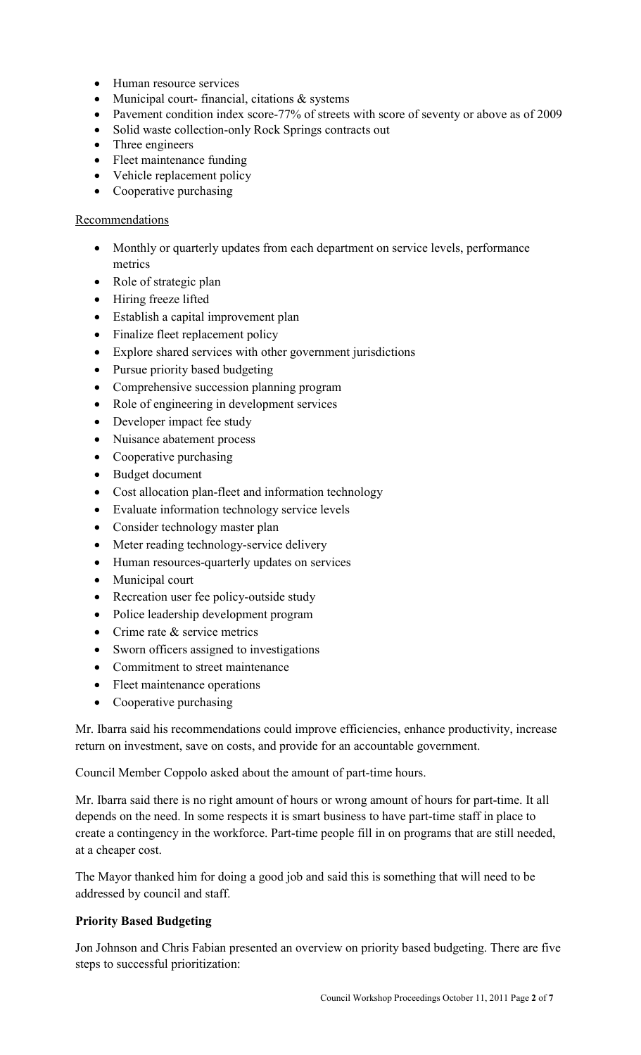- Human resource services
- Municipal court- financial, citations & systems
- Pavement condition index score-77% of streets with score of seventy or above as of 2009
- Solid waste collection-only Rock Springs contracts out
- Three engineers
- Fleet maintenance funding
- Vehicle replacement policy
- Cooperative purchasing

Recommendations

- Monthly or quarterly updates from each department on service levels, performance metrics
- Role of strategic plan
- Hiring freeze lifted
- Establish a capital improvement plan
- Finalize fleet replacement policy
- Explore shared services with other government jurisdictions
- Pursue priority based budgeting
- Comprehensive succession planning program
- Role of engineering in development services
- Developer impact fee study
- Nuisance abatement process
- Cooperative purchasing
- Budget document
- Cost allocation plan-fleet and information technology
- Evaluate information technology service levels
- Consider technology master plan
- Meter reading technology-service delivery
- Human resources-quarterly updates on services
- Municipal court
- Recreation user fee policy-outside study
- Police leadership development program
- Crime rate & service metrics
- Sworn officers assigned to investigations
- Commitment to street maintenance
- Fleet maintenance operations
- Cooperative purchasing

Mr. Ibarra said his recommendations could improve efficiencies, enhance productivity, increase return on investment, save on costs, and provide for an accountable government.

Council Member Coppolo asked about the amount of part-time hours.

Mr. Ibarra said there is no right amount of hours or wrong amount of hours for part-time. It all depends on the need. In some respects it is smart business to have part-time staff in place to create a contingency in the workforce. Part-time people fill in on programs that are still needed, at a cheaper cost.

The Mayor thanked him for doing a good job and said this is something that will need to be addressed by council and staff.

**Priority Based Budgeting**

Jon Johnson and Chris Fabian presented an overview on priority based budgeting. There are five steps to successful prioritization: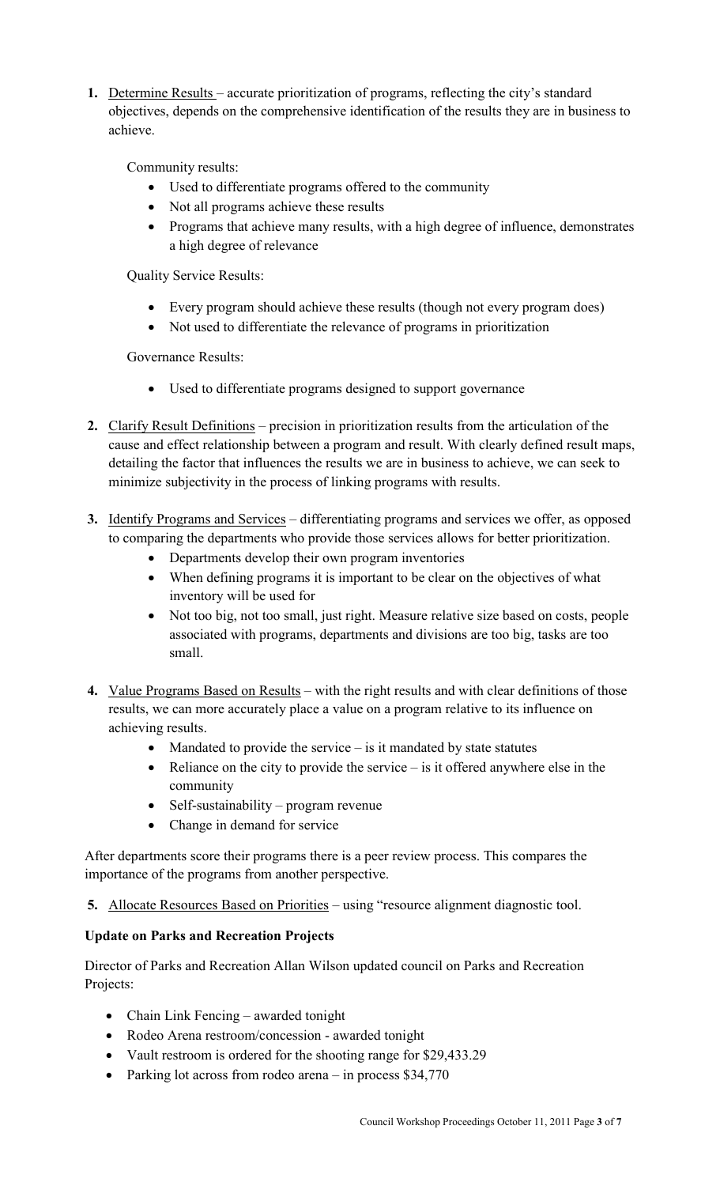1. Determine Results – accurate prioritization of programs, reflecting the city's standard objectives, depends on the comprehensive identification of the results they are in business to achieve.

   Community results:
   - Used to differentiate programs offered to the community
   - Not all programs achieve these results
   - Programs that achieve many results, with a high degree of influence, demonstrates a high degree of relevance

   Quality Service Results:
   - Every program should achieve these results (though not every program does)
   - Not used to differentiate the relevance of programs in prioritization

   Governance Results:
   - Used to differentiate programs designed to support governance

2. Clarify Result Definitions – precision in prioritization results from the articulation of the cause and effect relationship between a program and result. With clearly defined result maps, detailing the factor that influences the results we are in business to achieve, we can seek to minimize subjectivity in the process of linking programs with results.

3. Identify Programs and Services – differentiating programs and services we offer, as opposed to comparing the departments who provide those services allows for better prioritization.
   - Departments develop their own program inventories
   - When defining programs it is important to be clear on the objectives of what inventory will be used for
   - Not too big, not too small, just right. Measure relative size based on costs, people associated with programs, departments and divisions are too big, tasks are too small.

4. Value Programs Based on Results – with the right results and with clear definitions of those results, we can more accurately place a value on a program relative to its influence on achieving results.
   - Mandated to provide the service – is it mandated by state statutes
   - Reliance on the city to provide the service – is it offered anywhere else in the community
   - Self-sustainability – program revenue
   - Change in demand for service

After departments score their programs there is a peer review process. This compares the importance of the programs from another perspective.

5. Allocate Resources Based on Priorities – using "resource alignment diagnostic tool.

**Update on Parks and Recreation Projects**

Director of Parks and Recreation Allan Wilson updated council on Parks and Recreation Projects:

- Chain Link Fencing – awarded tonight
- Rodeo Arena restroom/concession - awarded tonight
- Vault restroom is ordered for the shooting range for $29,433.29
- Parking lot across from rodeo arena – in process $34,770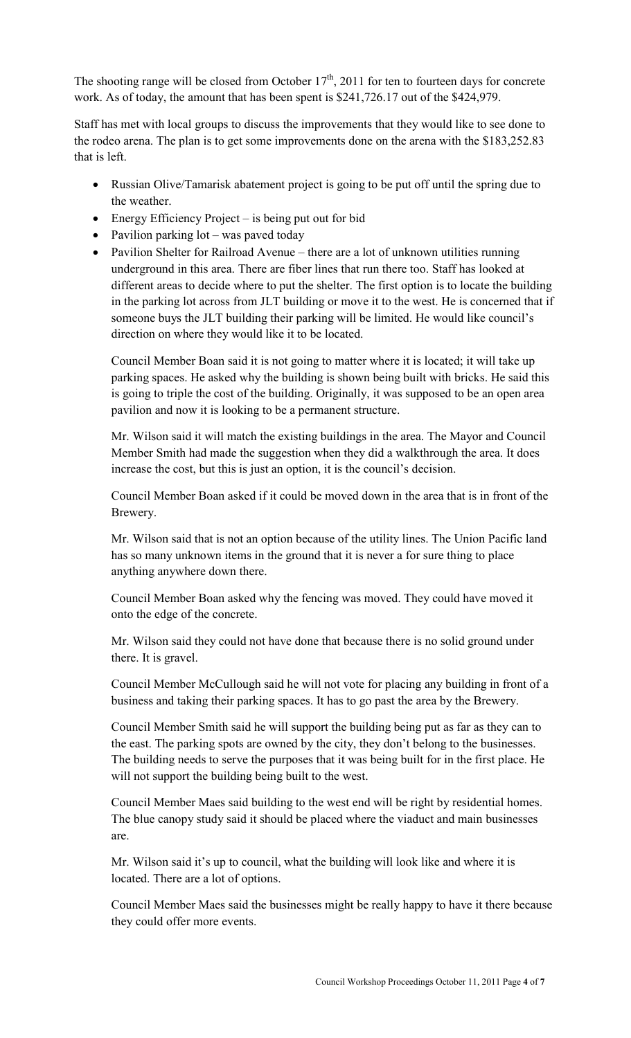The shooting range will be closed from October 17th, 2011 for ten to fourteen days for concrete work. As of today, the amount that has been spent is $241,726.17 out of the $424,979.

Staff has met with local groups to discuss the improvements that they would like to see done to the rodeo arena. The plan is to get some improvements done on the arena with the $183,252.83 that is left.

- Russian Olive/Tamarisk abatement project is going to be put off until the spring due to the weather.
- Energy Efficiency Project – is being put out for bid
- Pavilion parking lot – was paved today
- Pavilion Shelter for Railroad Avenue – there are a lot of unknown utilities running underground in this area. There are fiber lines that run there too. Staff has looked at different areas to decide where to put the shelter. The first option is to locate the building in the parking lot across from JLT building or move it to the west. He is concerned that if someone buys the JLT building their parking will be limited. He would like council's direction on where they would like it to be located.

  Council Member Boan said it is not going to matter where it is located; it will take up parking spaces. He asked why the building is shown being built with bricks. He said this is going to triple the cost of the building. Originally, it was supposed to be an open area pavilion and now it is looking to be a permanent structure.

  Mr. Wilson said it will match the existing buildings in the area. The Mayor and Council Member Smith had made the suggestion when they did a walkthrough the area. It does increase the cost, but this is just an option, it is the council's decision.

  Council Member Boan asked if it could be moved down in the area that is in front of the Brewery.

  Mr. Wilson said that is not an option because of the utility lines. The Union Pacific land has so many unknown items in the ground that it is never a for sure thing to place anything anywhere down there.

  Council Member Boan asked why the fencing was moved. They could have moved it onto the edge of the concrete.

  Mr. Wilson said they could not have done that because there is no solid ground under there. It is gravel.

  Council Member McCullough said he will not vote for placing any building in front of a business and taking their parking spaces. It has to go past the area by the Brewery.

  Council Member Smith said he will support the building being put as far as they can to the east. The parking spots are owned by the city, they don't belong to the businesses. The building needs to serve the purposes that it was being built for in the first place. He will not support the building being built to the west.

  Council Member Maes said building to the west end will be right by residential homes. The blue canopy study said it should be placed where the viaduct and main businesses are.

  Mr. Wilson said it's up to council, what the building will look like and where it is located. There are a lot of options.

  Council Member Maes said the businesses might be really happy to have it there because they could offer more events.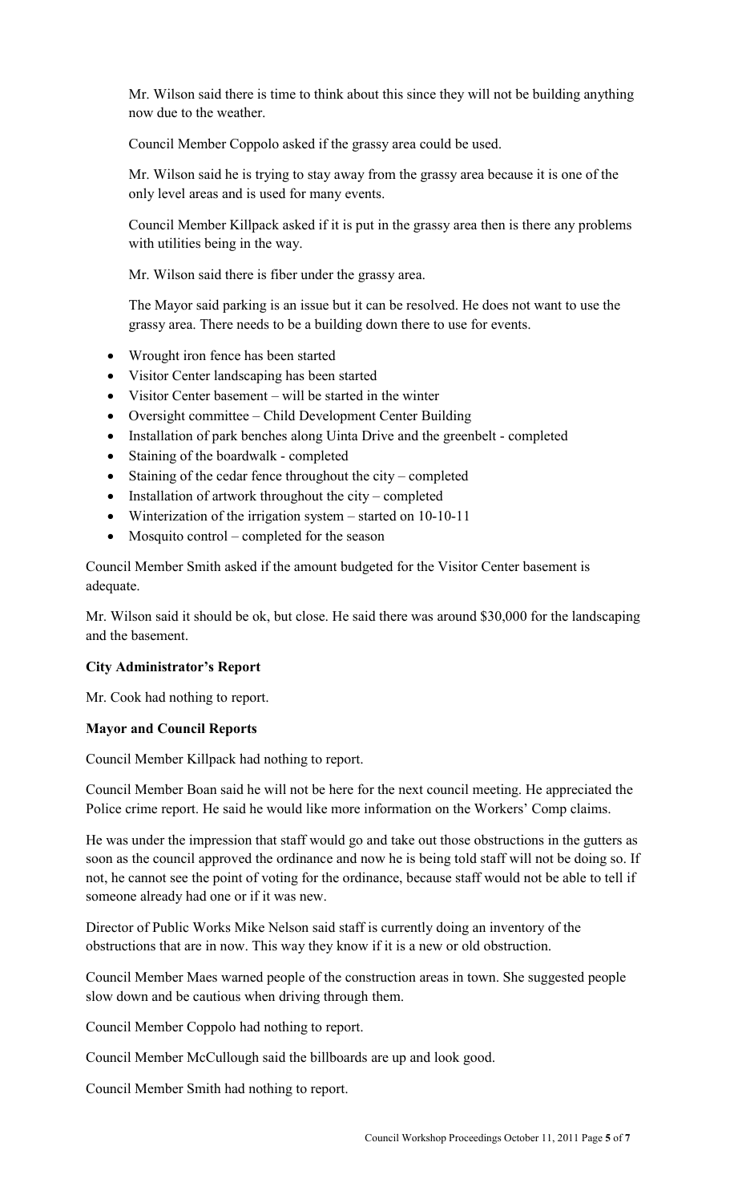Mr. Wilson said there is time to think about this since they will not be building anything now due to the weather.

Council Member Coppolo asked if the grassy area could be used.

Mr. Wilson said he is trying to stay away from the grassy area because it is one of the only level areas and is used for many events.

Council Member Killpack asked if it is put in the grassy area then is there any problems with utilities being in the way.

Mr. Wilson said there is fiber under the grassy area.

The Mayor said parking is an issue but it can be resolved. He does not want to use the grassy area. There needs to be a building down there to use for events.

- Wrought iron fence has been started
- Visitor Center landscaping has been started
- Visitor Center basement – will be started in the winter
- Oversight committee – Child Development Center Building
- Installation of park benches along Uinta Drive and the greenbelt - completed
- Staining of the boardwalk - completed
- Staining of the cedar fence throughout the city – completed
- Installation of artwork throughout the city – completed
- Winterization of the irrigation system – started on 10-10-11
- Mosquito control – completed for the season

Council Member Smith asked if the amount budgeted for the Visitor Center basement is adequate.

Mr. Wilson said it should be ok, but close. He said there was around $30,000 for the landscaping and the basement.

**City Administrator's Report**

Mr. Cook had nothing to report.

**Mayor and Council Reports**

Council Member Killpack had nothing to report.

Council Member Boan said he will not be here for the next council meeting. He appreciated the Police crime report. He said he would like more information on the Workers' Comp claims.

He was under the impression that staff would go and take out those obstructions in the gutters as soon as the council approved the ordinance and now he is being told staff will not be doing so. If not, he cannot see the point of voting for the ordinance, because staff would not be able to tell if someone already had one or if it was new.

Director of Public Works Mike Nelson said staff is currently doing an inventory of the obstructions that are in now. This way they know if it is a new or old obstruction.

Council Member Maes warned people of the construction areas in town. She suggested people slow down and be cautious when driving through them.

Council Member Coppolo had nothing to report.

Council Member McCullough said the billboards are up and look good.

Council Member Smith had nothing to report.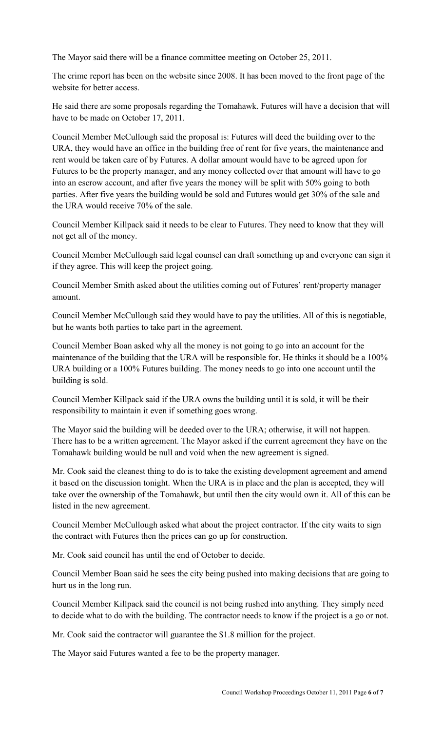The Mayor said there will be a finance committee meeting on October 25, 2011.

The crime report has been on the website since 2008. It has been moved to the front page of the website for better access.

He said there are some proposals regarding the Tomahawk. Futures will have a decision that will have to be made on October 17, 2011.

Council Member McCullough said the proposal is: Futures will deed the building over to the URA, they would have an office in the building free of rent for five years, the maintenance and rent would be taken care of by Futures. A dollar amount would have to be agreed upon for Futures to be the property manager, and any money collected over that amount will have to go into an escrow account, and after five years the money will be split with 50% going to both parties. After five years the building would be sold and Futures would get 30% of the sale and the URA would receive 70% of the sale.

Council Member Killpack said it needs to be clear to Futures. They need to know that they will not get all of the money.

Council Member McCullough said legal counsel can draft something up and everyone can sign it if they agree. This will keep the project going.

Council Member Smith asked about the utilities coming out of Futures' rent/property manager amount.

Council Member McCullough said they would have to pay the utilities. All of this is negotiable, but he wants both parties to take part in the agreement.

Council Member Boan asked why all the money is not going to go into an account for the maintenance of the building that the URA will be responsible for. He thinks it should be a 100% URA building or a 100% Futures building. The money needs to go into one account until the building is sold.

Council Member Killpack said if the URA owns the building until it is sold, it will be their responsibility to maintain it even if something goes wrong.

The Mayor said the building will be deeded over to the URA; otherwise, it will not happen. There has to be a written agreement. The Mayor asked if the current agreement they have on the Tomahawk building would be null and void when the new agreement is signed.

Mr. Cook said the cleanest thing to do is to take the existing development agreement and amend it based on the discussion tonight. When the URA is in place and the plan is accepted, they will take over the ownership of the Tomahawk, but until then the city would own it. All of this can be listed in the new agreement.

Council Member McCullough asked what about the project contractor. If the city waits to sign the contract with Futures then the prices can go up for construction.

Mr. Cook said council has until the end of October to decide.

Council Member Boan said he sees the city being pushed into making decisions that are going to hurt us in the long run.

Council Member Killpack said the council is not being rushed into anything. They simply need to decide what to do with the building. The contractor needs to know if the project is a go or not.

Mr. Cook said the contractor will guarantee the $1.8 million for the project.

The Mayor said Futures wanted a fee to be the property manager.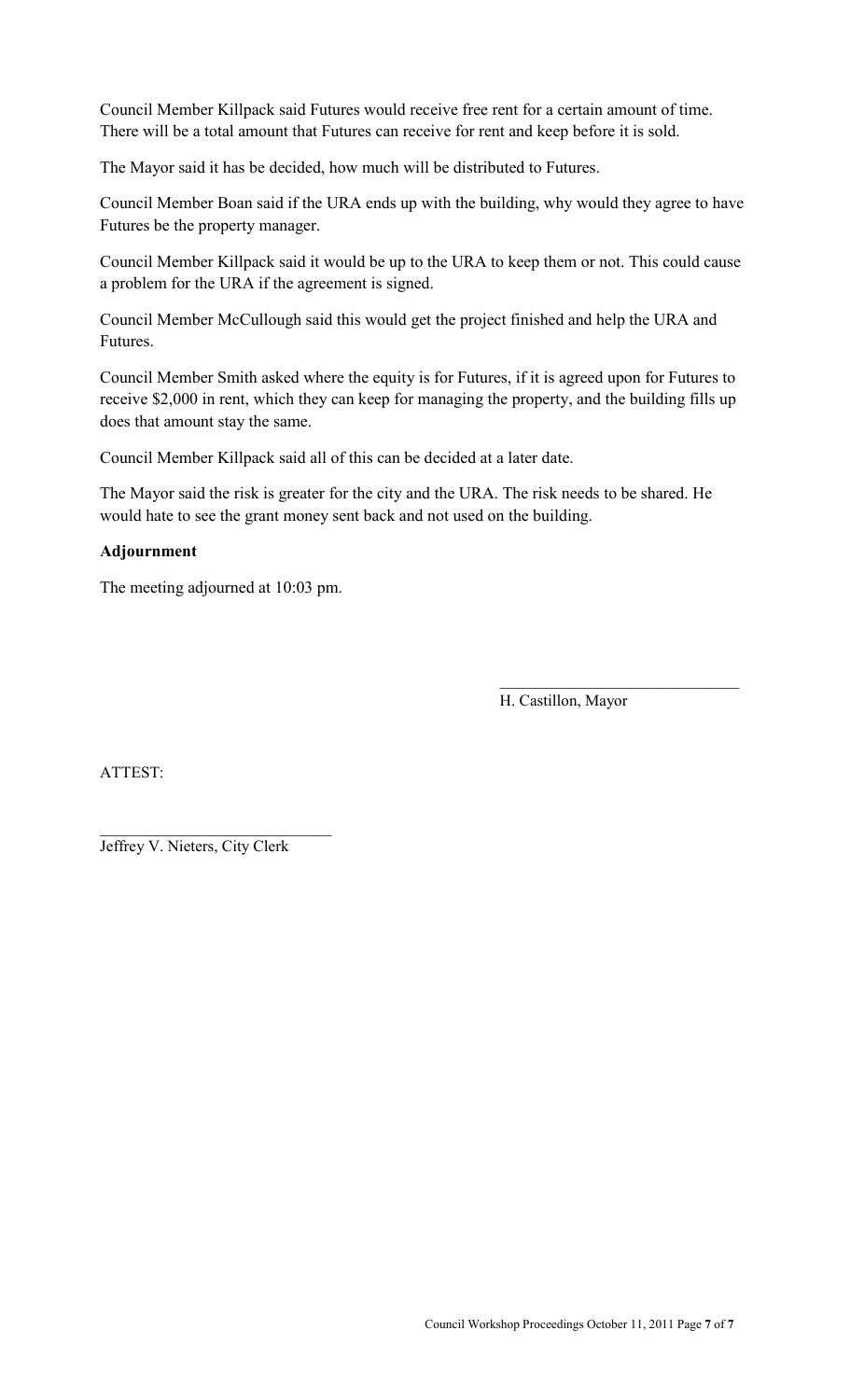Council Member Killpack said Futures would receive free rent for a certain amount of time. There will be a total amount that Futures can receive for rent and keep before it is sold.

The Mayor said it has be decided, how much will be distributed to Futures.

Council Member Boan said if the URA ends up with the building, why would they agree to have Futures be the property manager.

Council Member Killpack said it would be up to the URA to keep them or not. This could cause a problem for the URA if the agreement is signed.

Council Member McCullough said this would get the project finished and help the URA and Futures.

Council Member Smith asked where the equity is for Futures, if it is agreed upon for Futures to receive $2,000 in rent, which they can keep for managing the property, and the building fills up does that amount stay the same.

Council Member Killpack said all of this can be decided at a later date.

The Mayor said the risk is greater for the city and the URA. The risk needs to be shared. He would hate to see the grant money sent back and not used on the building.

**Adjournment**

The meeting adjourned at 10:03 pm.

\_\_\_\_\_\_\_\_\_\_\_\_\_\_\_\_\_\_\_\_\_\_\_\_\_\_\_\_\_\_

H. Castillon, Mayor

ATTEST:

\_\_\_\_\_\_\_\_\_\_\_\_\_\_\_\_\_\_\_\_\_\_\_\_\_\_\_\_\_\_

Jeffrey V. Nieters, City Clerk